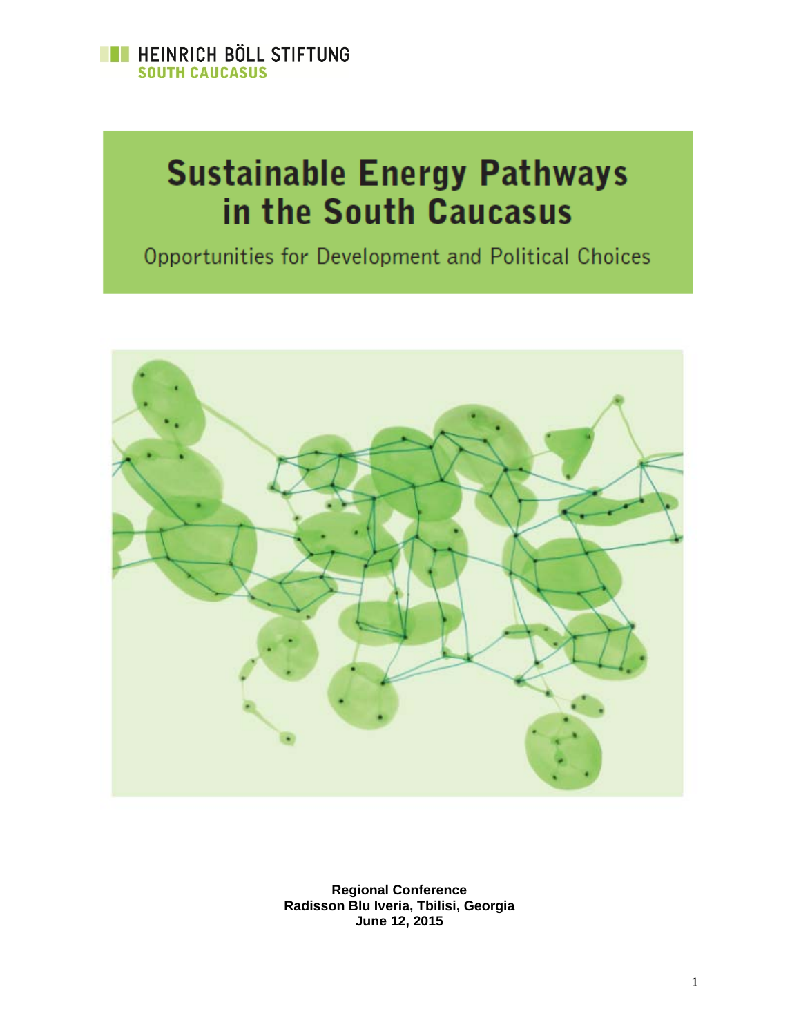HEINRICH BÖLL STIFTUNG
SOUTH CAUCASUS

# Sustainable Energy Pathways in the South Caucasus

Opportunities for Development and Political Choices

**Regional Conference**
**Radisson Blu Iveria, Tbilisi, Georgia**
**June 12, 2015**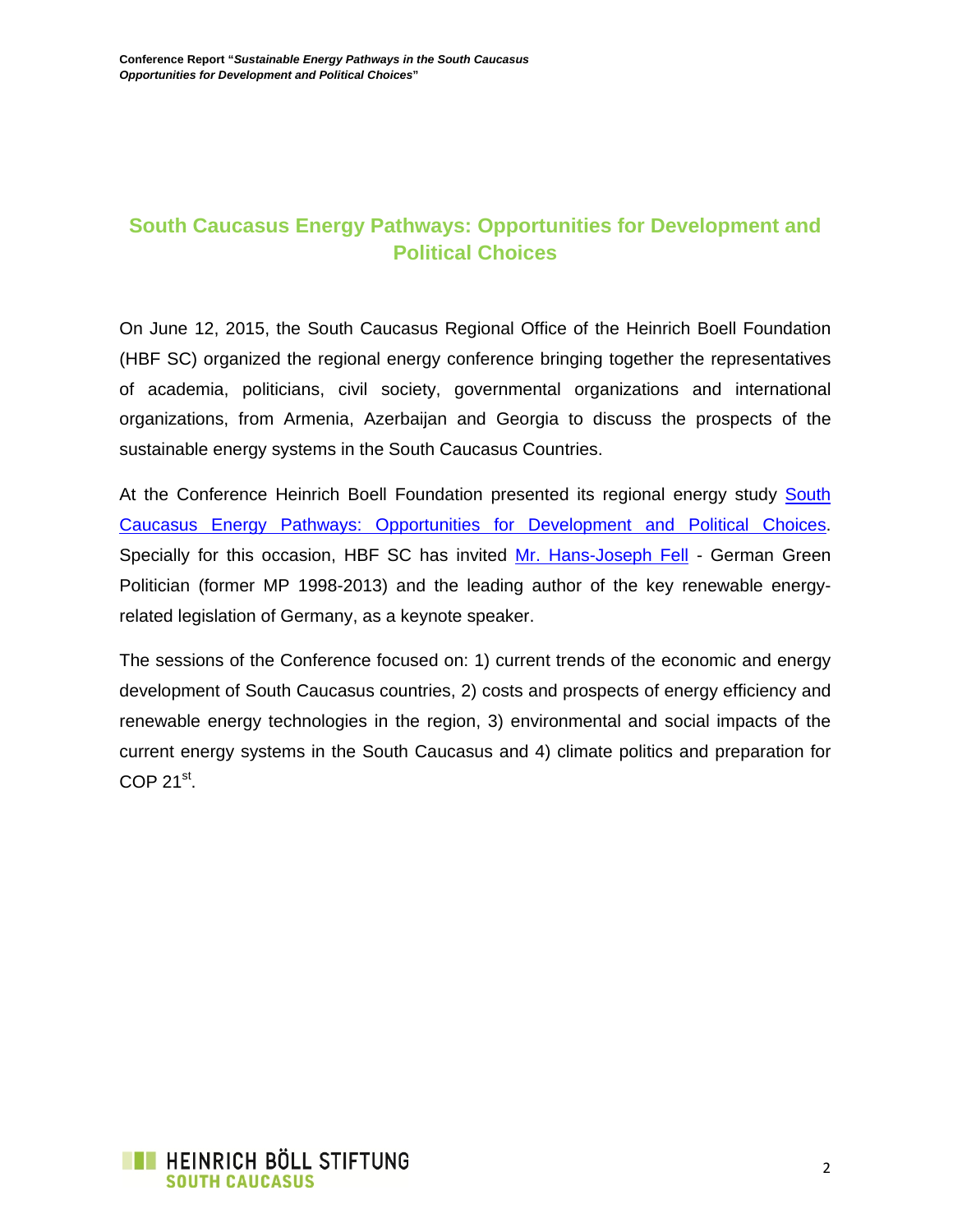## South Caucasus Energy Pathways: Opportunities for Development and Political Choices

On June 12, 2015, the South Caucasus Regional Office of the Heinrich Boell Foundation (HBF SC) organized the regional energy conference bringing together the representatives of academia, politicians, civil society, governmental organizations and international organizations, from Armenia, Azerbaijan and Georgia to discuss the prospects of the sustainable energy systems in the South Caucasus Countries.

At the Conference Heinrich Boell Foundation presented its regional energy study South Caucasus Energy Pathways: Opportunities for Development and Political Choices. Specially for this occasion, HBF SC has invited Mr. Hans-Joseph Fell - German Green Politician (former MP 1998-2013) and the leading author of the key renewable energy-related legislation of Germany, as a keynote speaker.

The sessions of the Conference focused on: 1) current trends of the economic and energy development of South Caucasus countries, 2) costs and prospects of energy efficiency and renewable energy technologies in the region, 3) environmental and social impacts of the current energy systems in the South Caucasus and 4) climate politics and preparation for COP 21st.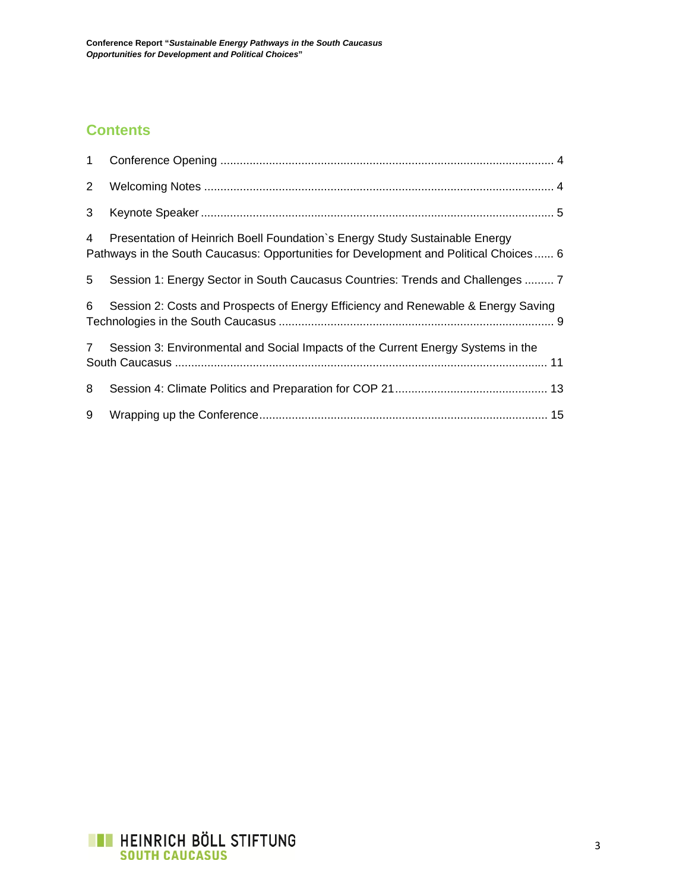## Contents

1 Conference Opening ........................................................................................................ 4

2 Welcoming Notes ............................................................................................................ 4

3 Keynote Speaker ............................................................................................................. 5

4 Presentation of Heinrich Boell Foundation`s Energy Study Sustainable Energy Pathways in the South Caucasus: Opportunities for Development and Political Choices ...... 6

5 Session 1: Energy Sector in South Caucasus Countries: Trends and Challenges ......... 7

6 Session 2: Costs and Prospects of Energy Efficiency and Renewable & Energy Saving Technologies in the South Caucasus ..................................................................................... 9

7 Session 3: Environmental and Social Impacts of the Current Energy Systems in the South Caucasus ................................................................................................................... 11

8 Session 4: Climate Politics and Preparation for COP 21 ............................................... 13

9 Wrapping up the Conference ......................................................................................... 15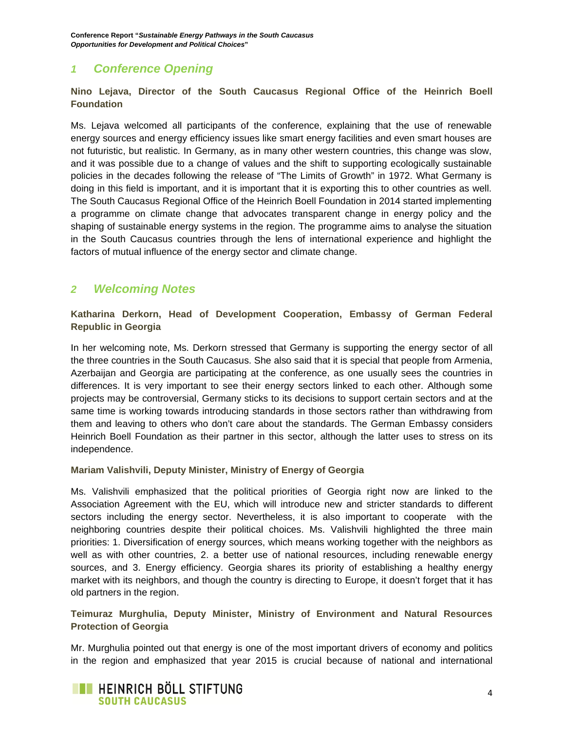## 1 Conference Opening

**Nino Lejava, Director of the South Caucasus Regional Office of the Heinrich Boell Foundation**

Ms. Lejava welcomed all participants of the conference, explaining that the use of renewable energy sources and energy efficiency issues like smart energy facilities and even smart houses are not futuristic, but realistic. In Germany, as in many other western countries, this change was slow, and it was possible due to a change of values and the shift to supporting ecologically sustainable policies in the decades following the release of "The Limits of Growth" in 1972. What Germany is doing in this field is important, and it is important that it is exporting this to other countries as well. The South Caucasus Regional Office of the Heinrich Boell Foundation in 2014 started implementing a programme on climate change that advocates transparent change in energy policy and the shaping of sustainable energy systems in the region. The programme aims to analyse the situation in the South Caucasus countries through the lens of international experience and highlight the factors of mutual influence of the energy sector and climate change.

## 2 Welcoming Notes

**Katharina Derkorn, Head of Development Cooperation, Embassy of German Federal Republic in Georgia**

In her welcoming note, Ms. Derkorn stressed that Germany is supporting the energy sector of all the three countries in the South Caucasus. She also said that it is special that people from Armenia, Azerbaijan and Georgia are participating at the conference, as one usually sees the countries in differences. It is very important to see their energy sectors linked to each other. Although some projects may be controversial, Germany sticks to its decisions to support certain sectors and at the same time is working towards introducing standards in those sectors rather than withdrawing from them and leaving to others who don't care about the standards. The German Embassy considers Heinrich Boell Foundation as their partner in this sector, although the latter uses to stress on its independence.

**Mariam Valishvili, Deputy Minister, Ministry of Energy of Georgia**

Ms. Valishvili emphasized that the political priorities of Georgia right now are linked to the Association Agreement with the EU, which will introduce new and stricter standards to different sectors including the energy sector. Nevertheless, it is also important to cooperate with the neighboring countries despite their political choices. Ms. Valishvili highlighted the three main priorities: 1. Diversification of energy sources, which means working together with the neighbors as well as with other countries, 2. a better use of national resources, including renewable energy sources, and 3. Energy efficiency. Georgia shares its priority of establishing a healthy energy market with its neighbors, and though the country is directing to Europe, it doesn't forget that it has old partners in the region.

**Teimuraz Murghulia, Deputy Minister, Ministry of Environment and Natural Resources Protection of Georgia**

Mr. Murghulia pointed out that energy is one of the most important drivers of economy and politics in the region and emphasized that year 2015 is crucial because of national and international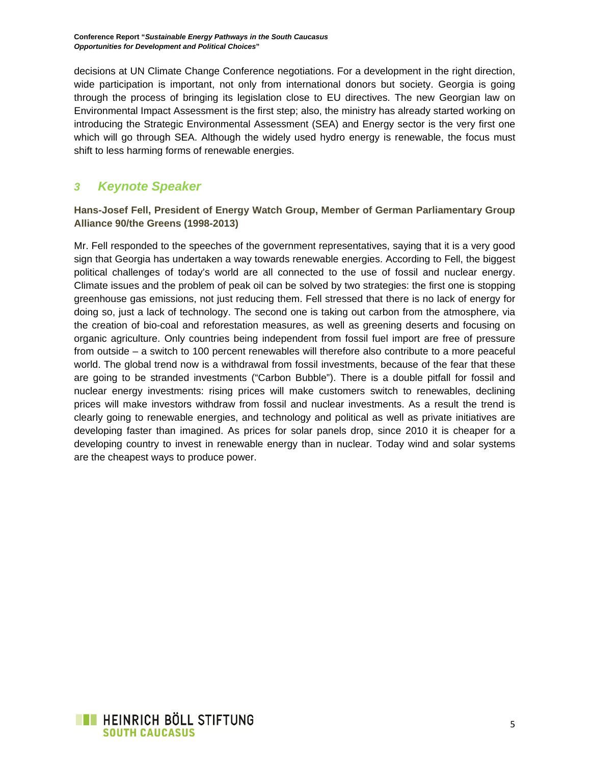decisions at UN Climate Change Conference negotiations. For a development in the right direction, wide participation is important, not only from international donors but society. Georgia is going through the process of bringing its legislation close to EU directives. The new Georgian law on Environmental Impact Assessment is the first step; also, the ministry has already started working on introducing the Strategic Environmental Assessment (SEA) and Energy sector is the very first one which will go through SEA. Although the widely used hydro energy is renewable, the focus must shift to less harming forms of renewable energies.

## 3 Keynote Speaker

**Hans-Josef Fell, President of Energy Watch Group, Member of German Parliamentary Group Alliance 90/the Greens (1998-2013)**

Mr. Fell responded to the speeches of the government representatives, saying that it is a very good sign that Georgia has undertaken a way towards renewable energies. According to Fell, the biggest political challenges of today's world are all connected to the use of fossil and nuclear energy. Climate issues and the problem of peak oil can be solved by two strategies: the first one is stopping greenhouse gas emissions, not just reducing them. Fell stressed that there is no lack of energy for doing so, just a lack of technology. The second one is taking out carbon from the atmosphere, via the creation of bio-coal and reforestation measures, as well as greening deserts and focusing on organic agriculture. Only countries being independent from fossil fuel import are free of pressure from outside – a switch to 100 percent renewables will therefore also contribute to a more peaceful world. The global trend now is a withdrawal from fossil investments, because of the fear that these are going to be stranded investments ("Carbon Bubble"). There is a double pitfall for fossil and nuclear energy investments: rising prices will make customers switch to renewables, declining prices will make investors withdraw from fossil and nuclear investments. As a result the trend is clearly going to renewable energies, and technology and political as well as private initiatives are developing faster than imagined. As prices for solar panels drop, since 2010 it is cheaper for a developing country to invest in renewable energy than in nuclear. Today wind and solar systems are the cheapest ways to produce power.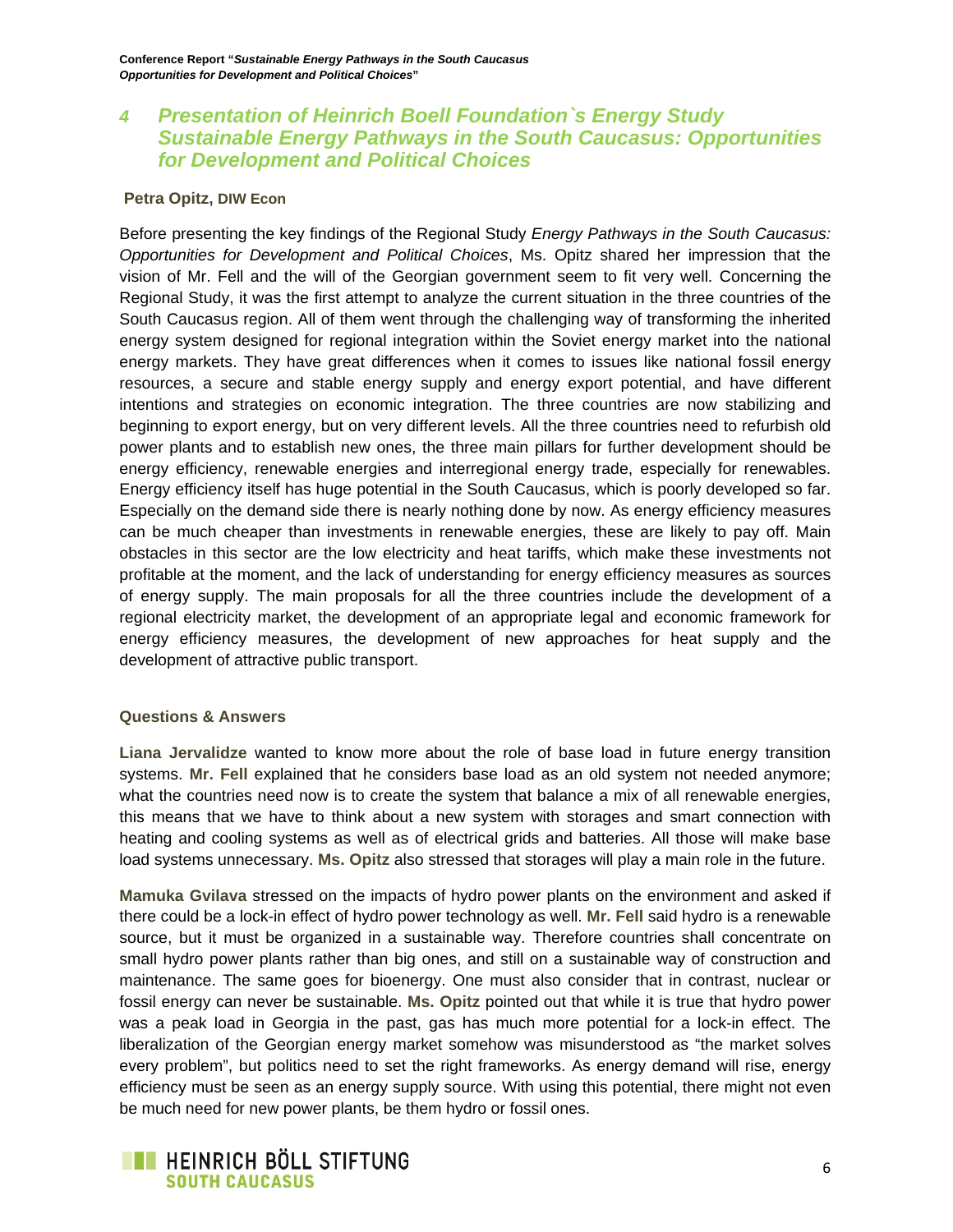## 4 *Presentation of Heinrich Boell Foundation`s Energy Study Sustainable Energy Pathways in the South Caucasus: Opportunities for Development and Political Choices*

**Petra Opitz, DIW Econ**

Before presenting the key findings of the Regional Study *Energy Pathways in the South Caucasus: Opportunities for Development and Political Choices*, Ms. Opitz shared her impression that the vision of Mr. Fell and the will of the Georgian government seem to fit very well. Concerning the Regional Study, it was the first attempt to analyze the current situation in the three countries of the South Caucasus region. All of them went through the challenging way of transforming the inherited energy system designed for regional integration within the Soviet energy market into the national energy markets. They have great differences when it comes to issues like national fossil energy resources, a secure and stable energy supply and energy export potential, and have different intentions and strategies on economic integration. The three countries are now stabilizing and beginning to export energy, but on very different levels. All the three countries need to refurbish old power plants and to establish new ones, the three main pillars for further development should be energy efficiency, renewable energies and interregional energy trade, especially for renewables. Energy efficiency itself has huge potential in the South Caucasus, which is poorly developed so far. Especially on the demand side there is nearly nothing done by now. As energy efficiency measures can be much cheaper than investments in renewable energies, these are likely to pay off. Main obstacles in this sector are the low electricity and heat tariffs, which make these investments not profitable at the moment, and the lack of understanding for energy efficiency measures as sources of energy supply. The main proposals for all the three countries include the development of a regional electricity market, the development of an appropriate legal and economic framework for energy efficiency measures, the development of new approaches for heat supply and the development of attractive public transport.

**Questions & Answers**

**Liana Jervalidze** wanted to know more about the role of base load in future energy transition systems. **Mr. Fell** explained that he considers base load as an old system not needed anymore; what the countries need now is to create the system that balance a mix of all renewable energies, this means that we have to think about a new system with storages and smart connection with heating and cooling systems as well as of electrical grids and batteries. All those will make base load systems unnecessary. **Ms. Opitz** also stressed that storages will play a main role in the future.

**Mamuka Gvilava** stressed on the impacts of hydro power plants on the environment and asked if there could be a lock-in effect of hydro power technology as well. **Mr. Fell** said hydro is a renewable source, but it must be organized in a sustainable way. Therefore countries shall concentrate on small hydro power plants rather than big ones, and still on a sustainable way of construction and maintenance. The same goes for bioenergy. One must also consider that in contrast, nuclear or fossil energy can never be sustainable. **Ms. Opitz** pointed out that while it is true that hydro power was a peak load in Georgia in the past, gas has much more potential for a lock-in effect. The liberalization of the Georgian energy market somehow was misunderstood as "the market solves every problem", but politics need to set the right frameworks. As energy demand will rise, energy efficiency must be seen as an energy supply source. With using this potential, there might not even be much need for new power plants, be them hydro or fossil ones.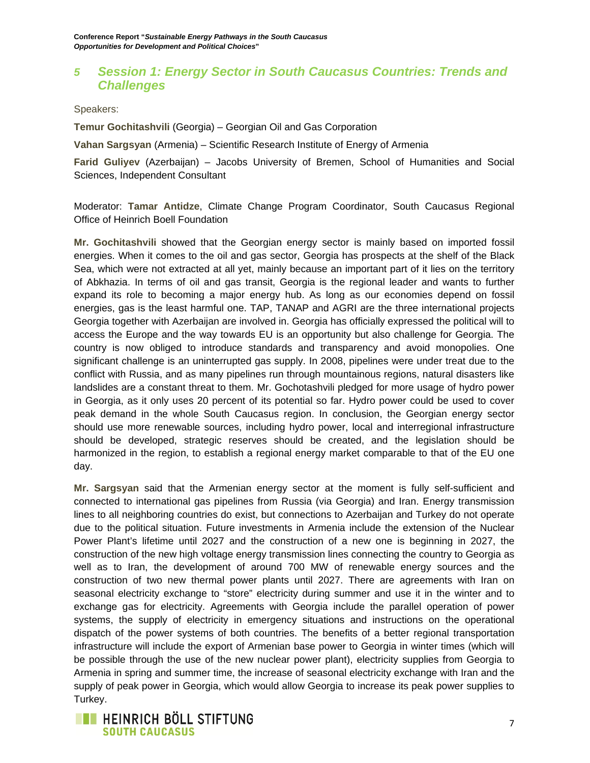## 5 Session 1: Energy Sector in South Caucasus Countries: Trends and Challenges

Speakers:

**Temur Gochitashvili** (Georgia) – Georgian Oil and Gas Corporation

**Vahan Sargsyan** (Armenia) – Scientific Research Institute of Energy of Armenia

**Farid Guliyev** (Azerbaijan) – Jacobs University of Bremen, School of Humanities and Social Sciences, Independent Consultant

Moderator: **Tamar Antidze**, Climate Change Program Coordinator, South Caucasus Regional Office of Heinrich Boell Foundation

**Mr. Gochitashvili** showed that the Georgian energy sector is mainly based on imported fossil energies. When it comes to the oil and gas sector, Georgia has prospects at the shelf of the Black Sea, which were not extracted at all yet, mainly because an important part of it lies on the territory of Abkhazia. In terms of oil and gas transit, Georgia is the regional leader and wants to further expand its role to becoming a major energy hub. As long as our economies depend on fossil energies, gas is the least harmful one. TAP, TANAP and AGRI are the three international projects Georgia together with Azerbaijan are involved in. Georgia has officially expressed the political will to access the Europe and the way towards EU is an opportunity but also challenge for Georgia. The country is now obliged to introduce standards and transparency and avoid monopolies. One significant challenge is an uninterrupted gas supply. In 2008, pipelines were under treat due to the conflict with Russia, and as many pipelines run through mountainous regions, natural disasters like landslides are a constant threat to them. Mr. Gochotashvili pledged for more usage of hydro power in Georgia, as it only uses 20 percent of its potential so far. Hydro power could be used to cover peak demand in the whole South Caucasus region. In conclusion, the Georgian energy sector should use more renewable sources, including hydro power, local and interregional infrastructure should be developed, strategic reserves should be created, and the legislation should be harmonized in the region, to establish a regional energy market comparable to that of the EU one day.

**Mr. Sargsyan** said that the Armenian energy sector at the moment is fully self-sufficient and connected to international gas pipelines from Russia (via Georgia) and Iran. Energy transmission lines to all neighboring countries do exist, but connections to Azerbaijan and Turkey do not operate due to the political situation. Future investments in Armenia include the extension of the Nuclear Power Plant's lifetime until 2027 and the construction of a new one is beginning in 2027, the construction of the new high voltage energy transmission lines connecting the country to Georgia as well as to Iran, the development of around 700 MW of renewable energy sources and the construction of two new thermal power plants until 2027. There are agreements with Iran on seasonal electricity exchange to "store" electricity during summer and use it in the winter and to exchange gas for electricity. Agreements with Georgia include the parallel operation of power systems, the supply of electricity in emergency situations and instructions on the operational dispatch of the power systems of both countries. The benefits of a better regional transportation infrastructure will include the export of Armenian base power to Georgia in winter times (which will be possible through the use of the new nuclear power plant), electricity supplies from Georgia to Armenia in spring and summer time, the increase of seasonal electricity exchange with Iran and the supply of peak power in Georgia, which would allow Georgia to increase its peak power supplies to Turkey.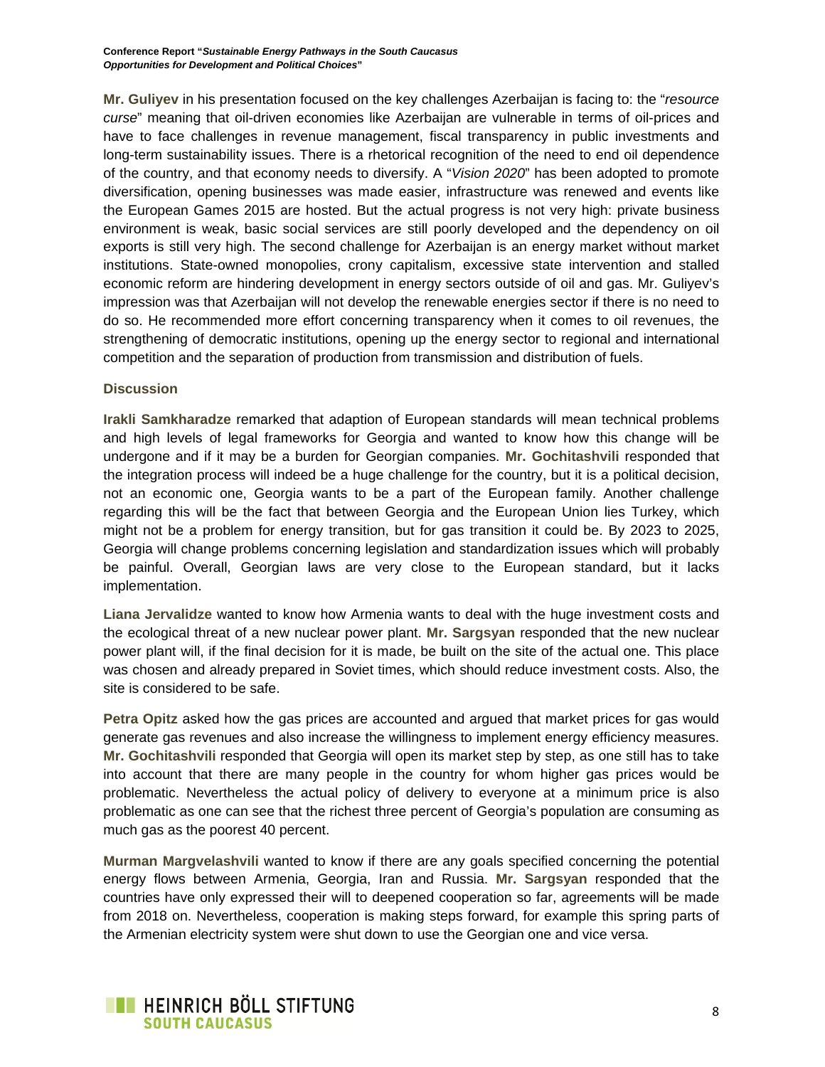**Mr. Guliyev** in his presentation focused on the key challenges Azerbaijan is facing to: the "*resource curse*" meaning that oil-driven economies like Azerbaijan are vulnerable in terms of oil-prices and have to face challenges in revenue management, fiscal transparency in public investments and long-term sustainability issues. There is a rhetorical recognition of the need to end oil dependence of the country, and that economy needs to diversify. A "*Vision 2020*" has been adopted to promote diversification, opening businesses was made easier, infrastructure was renewed and events like the European Games 2015 are hosted. But the actual progress is not very high: private business environment is weak, basic social services are still poorly developed and the dependency on oil exports is still very high. The second challenge for Azerbaijan is an energy market without market institutions. State-owned monopolies, crony capitalism, excessive state intervention and stalled economic reform are hindering development in energy sectors outside of oil and gas. Mr. Guliyev's impression was that Azerbaijan will not develop the renewable energies sector if there is no need to do so. He recommended more effort concerning transparency when it comes to oil revenues, the strengthening of democratic institutions, opening up the energy sector to regional and international competition and the separation of production from transmission and distribution of fuels.

### Discussion

**Irakli Samkharadze** remarked that adaption of European standards will mean technical problems and high levels of legal frameworks for Georgia and wanted to know how this change will be undergone and if it may be a burden for Georgian companies. **Mr. Gochitashvili** responded that the integration process will indeed be a huge challenge for the country, but it is a political decision, not an economic one, Georgia wants to be a part of the European family. Another challenge regarding this will be the fact that between Georgia and the European Union lies Turkey, which might not be a problem for energy transition, but for gas transition it could be. By 2023 to 2025, Georgia will change problems concerning legislation and standardization issues which will probably be painful. Overall, Georgian laws are very close to the European standard, but it lacks implementation.

**Liana Jervalidze** wanted to know how Armenia wants to deal with the huge investment costs and the ecological threat of a new nuclear power plant. **Mr. Sargsyan** responded that the new nuclear power plant will, if the final decision for it is made, be built on the site of the actual one. This place was chosen and already prepared in Soviet times, which should reduce investment costs. Also, the site is considered to be safe.

**Petra Opitz** asked how the gas prices are accounted and argued that market prices for gas would generate gas revenues and also increase the willingness to implement energy efficiency measures. **Mr. Gochitashvili** responded that Georgia will open its market step by step, as one still has to take into account that there are many people in the country for whom higher gas prices would be problematic. Nevertheless the actual policy of delivery to everyone at a minimum price is also problematic as one can see that the richest three percent of Georgia's population are consuming as much gas as the poorest 40 percent.

**Murman Margvelashvili** wanted to know if there are any goals specified concerning the potential energy flows between Armenia, Georgia, Iran and Russia. **Mr. Sargsyan** responded that the countries have only expressed their will to deepened cooperation so far, agreements will be made from 2018 on. Nevertheless, cooperation is making steps forward, for example this spring parts of the Armenian electricity system were shut down to use the Georgian one and vice versa.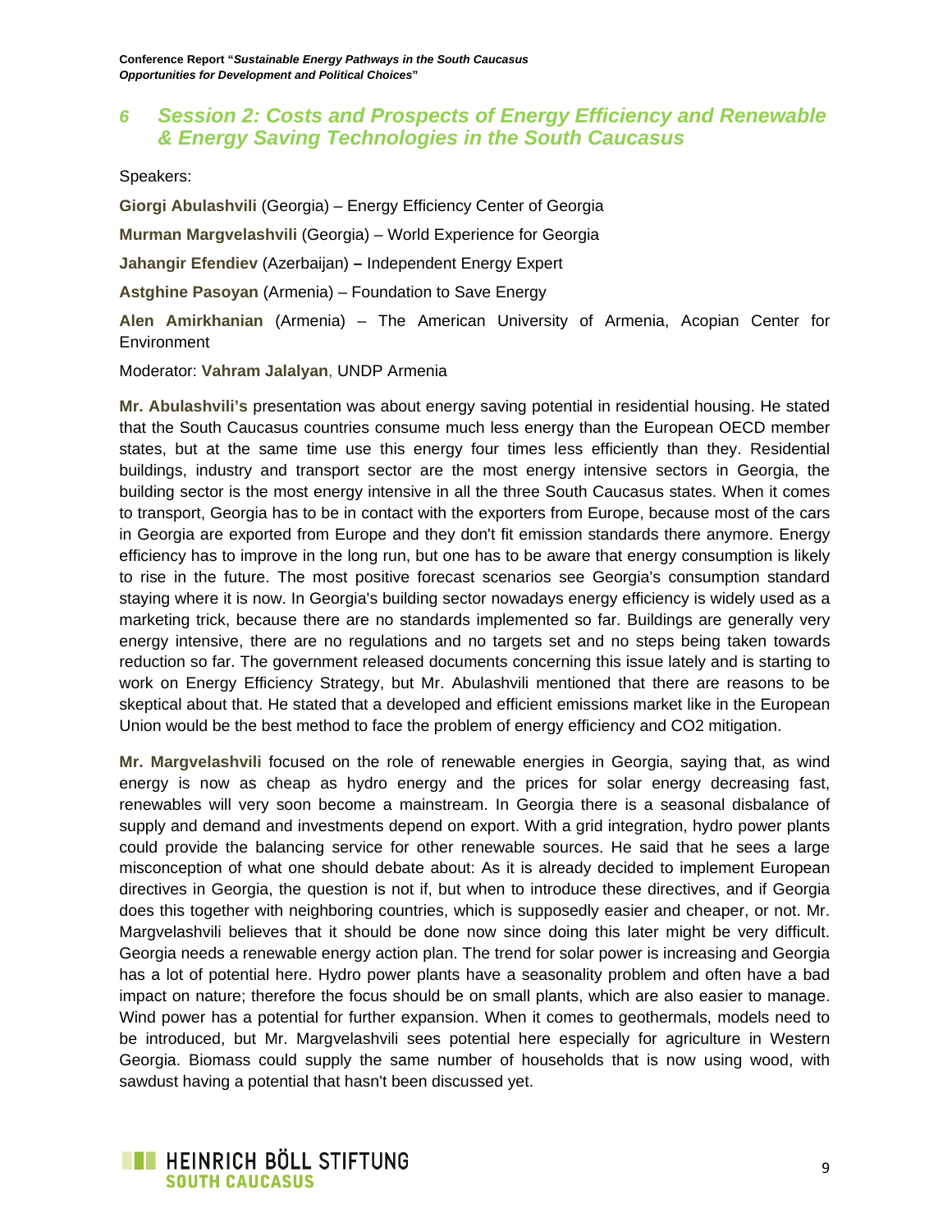## 6 Session 2: Costs and Prospects of Energy Efficiency and Renewable & Energy Saving Technologies in the South Caucasus

Speakers:

**Giorgi Abulashvili** (Georgia) – Energy Efficiency Center of Georgia

**Murman Margvelashvili** (Georgia) – World Experience for Georgia

**Jahangir Efendiev** (Azerbaijan) **–** Independent Energy Expert

**Astghine Pasoyan** (Armenia) – Foundation to Save Energy

**Alen Amirkhanian** (Armenia) – The American University of Armenia, Acopian Center for Environment

Moderator: **Vahram Jalalyan**, UNDP Armenia

**Mr. Abulashvili's** presentation was about energy saving potential in residential housing. He stated that the South Caucasus countries consume much less energy than the European OECD member states, but at the same time use this energy four times less efficiently than they. Residential buildings, industry and transport sector are the most energy intensive sectors in Georgia, the building sector is the most energy intensive in all the three South Caucasus states. When it comes to transport, Georgia has to be in contact with the exporters from Europe, because most of the cars in Georgia are exported from Europe and they don't fit emission standards there anymore. Energy efficiency has to improve in the long run, but one has to be aware that energy consumption is likely to rise in the future. The most positive forecast scenarios see Georgia's consumption standard staying where it is now. In Georgia's building sector nowadays energy efficiency is widely used as a marketing trick, because there are no standards implemented so far. Buildings are generally very energy intensive, there are no regulations and no targets set and no steps being taken towards reduction so far. The government released documents concerning this issue lately and is starting to work on Energy Efficiency Strategy, but Mr. Abulashvili mentioned that there are reasons to be skeptical about that. He stated that a developed and efficient emissions market like in the European Union would be the best method to face the problem of energy efficiency and $CO_2$ mitigation.

**Mr. Margvelashvili** focused on the role of renewable energies in Georgia, saying that, as wind energy is now as cheap as hydro energy and the prices for solar energy decreasing fast, renewables will very soon become a mainstream. In Georgia there is a seasonal disbalance of supply and demand and investments depend on export. With a grid integration, hydro power plants could provide the balancing service for other renewable sources. He said that he sees a large misconception of what one should debate about: As it is already decided to implement European directives in Georgia, the question is not if, but when to introduce these directives, and if Georgia does this together with neighboring countries, which is supposedly easier and cheaper, or not. Mr. Margvelashvili believes that it should be done now since doing this later might be very difficult. Georgia needs a renewable energy action plan. The trend for solar power is increasing and Georgia has a lot of potential here. Hydro power plants have a seasonality problem and often have a bad impact on nature; therefore the focus should be on small plants, which are also easier to manage. Wind power has a potential for further expansion. When it comes to geothermals, models need to be introduced, but Mr. Margvelashvili sees potential here especially for agriculture in Western Georgia. Biomass could supply the same number of households that is now using wood, with sawdust having a potential that hasn't been discussed yet.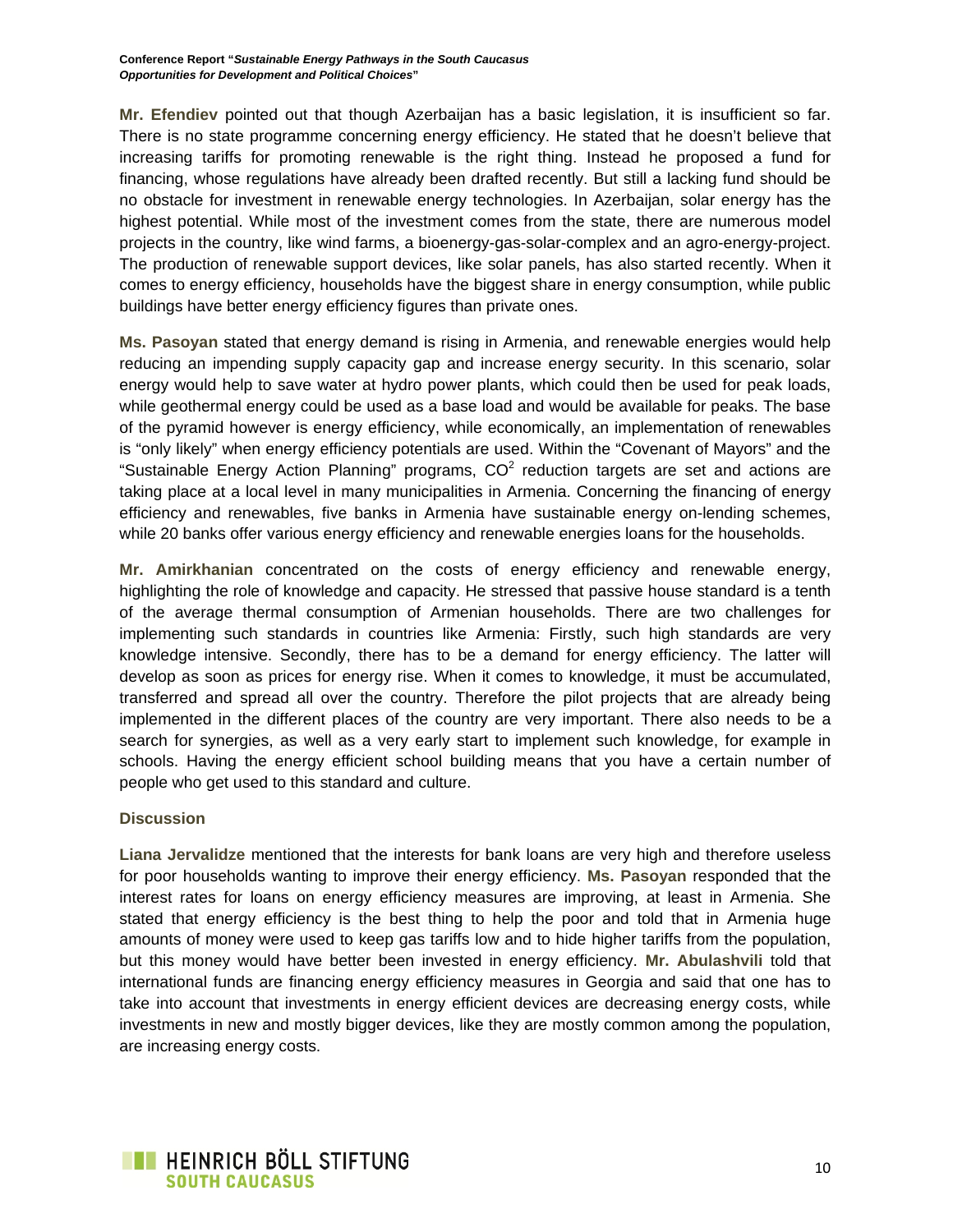**Mr. Efendiev** pointed out that though Azerbaijan has a basic legislation, it is insufficient so far. There is no state programme concerning energy efficiency. He stated that he doesn't believe that increasing tariffs for promoting renewable is the right thing. Instead he proposed a fund for financing, whose regulations have already been drafted recently. But still a lacking fund should be no obstacle for investment in renewable energy technologies. In Azerbaijan, solar energy has the highest potential. While most of the investment comes from the state, there are numerous model projects in the country, like wind farms, a bioenergy-gas-solar-complex and an agro-energy-project. The production of renewable support devices, like solar panels, has also started recently. When it comes to energy efficiency, households have the biggest share in energy consumption, while public buildings have better energy efficiency figures than private ones.

**Ms. Pasoyan** stated that energy demand is rising in Armenia, and renewable energies would help reducing an impending supply capacity gap and increase energy security. In this scenario, solar energy would help to save water at hydro power plants, which could then be used for peak loads, while geothermal energy could be used as a base load and would be available for peaks. The base of the pyramid however is energy efficiency, while economically, an implementation of renewables is "only likely" when energy efficiency potentials are used. Within the "Covenant of Mayors" and the "Sustainable Energy Action Planning" programs, $CO^2$ reduction targets are set and actions are taking place at a local level in many municipalities in Armenia. Concerning the financing of energy efficiency and renewables, five banks in Armenia have sustainable energy on-lending schemes, while 20 banks offer various energy efficiency and renewable energies loans for the households.

**Mr. Amirkhanian** concentrated on the costs of energy efficiency and renewable energy, highlighting the role of knowledge and capacity. He stressed that passive house standard is a tenth of the average thermal consumption of Armenian households. There are two challenges for implementing such standards in countries like Armenia: Firstly, such high standards are very knowledge intensive. Secondly, there has to be a demand for energy efficiency. The latter will develop as soon as prices for energy rise. When it comes to knowledge, it must be accumulated, transferred and spread all over the country. Therefore the pilot projects that are already being implemented in the different places of the country are very important. There also needs to be a search for synergies, as well as a very early start to implement such knowledge, for example in schools. Having the energy efficient school building means that you have a certain number of people who get used to this standard and culture.

### Discussion

**Liana Jervalidze** mentioned that the interests for bank loans are very high and therefore useless for poor households wanting to improve their energy efficiency. **Ms. Pasoyan** responded that the interest rates for loans on energy efficiency measures are improving, at least in Armenia. She stated that energy efficiency is the best thing to help the poor and told that in Armenia huge amounts of money were used to keep gas tariffs low and to hide higher tariffs from the population, but this money would have better been invested in energy efficiency. **Mr. Abulashvili** told that international funds are financing energy efficiency measures in Georgia and said that one has to take into account that investments in energy efficient devices are decreasing energy costs, while investments in new and mostly bigger devices, like they are mostly common among the population, are increasing energy costs.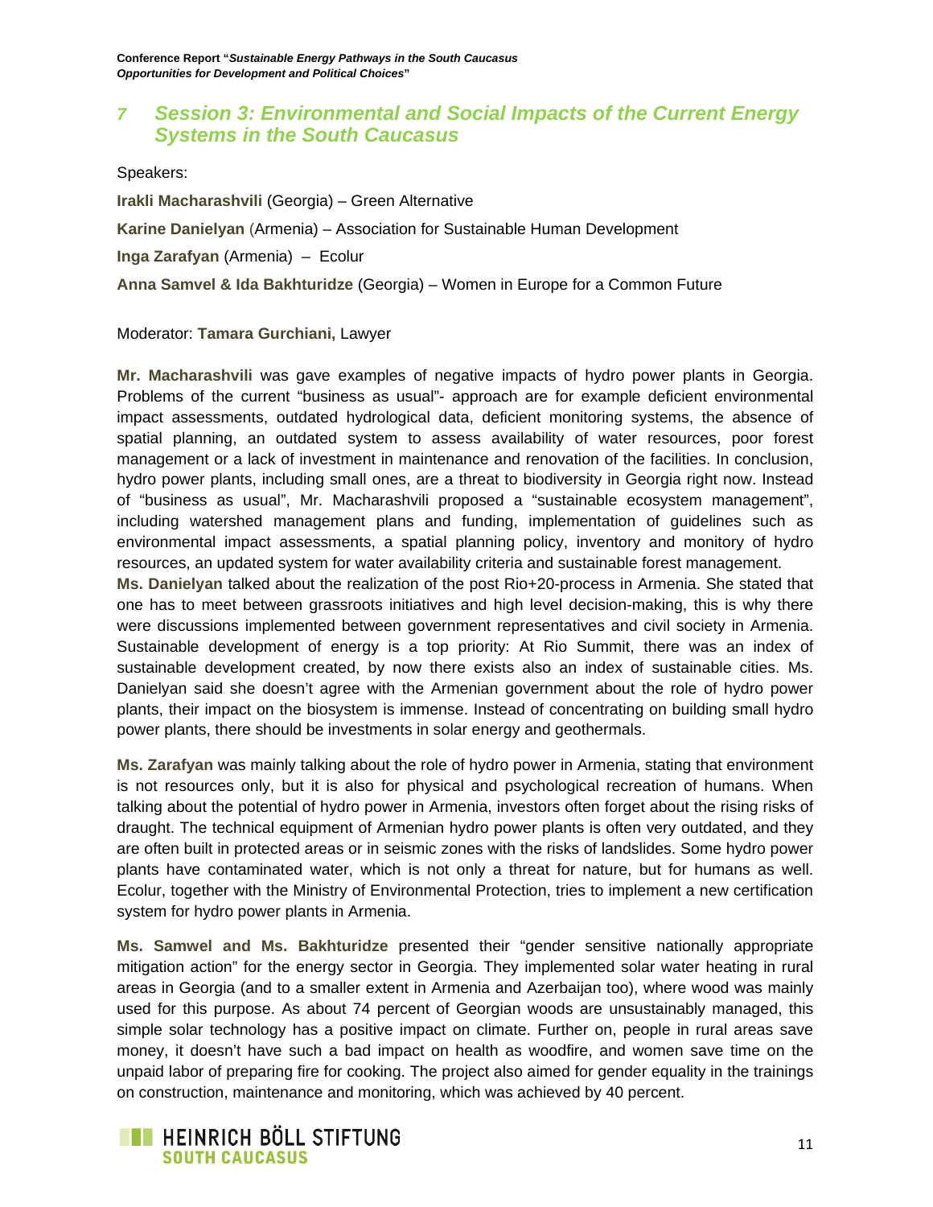## 7 Session 3: Environmental and Social Impacts of the Current Energy Systems in the South Caucasus

Speakers:

**Irakli Macharashvili** (Georgia) – Green Alternative

**Karine Danielyan** (Armenia) – Association for Sustainable Human Development

**Inga Zarafyan** (Armenia) – Ecolur

**Anna Samvel & Ida Bakhturidze** (Georgia) – Women in Europe for a Common Future

Moderator: **Tamara Gurchiani,** Lawyer

**Mr. Macharashvili** was gave examples of negative impacts of hydro power plants in Georgia. Problems of the current "business as usual"- approach are for example deficient environmental impact assessments, outdated hydrological data, deficient monitoring systems, the absence of spatial planning, an outdated system to assess availability of water resources, poor forest management or a lack of investment in maintenance and renovation of the facilities. In conclusion, hydro power plants, including small ones, are a threat to biodiversity in Georgia right now. Instead of "business as usual", Mr. Macharashvili proposed a "sustainable ecosystem management", including watershed management plans and funding, implementation of guidelines such as environmental impact assessments, a spatial planning policy, inventory and monitory of hydro resources, an updated system for water availability criteria and sustainable forest management.

**Ms. Danielyan** talked about the realization of the post Rio+20-process in Armenia. She stated that one has to meet between grassroots initiatives and high level decision-making, this is why there were discussions implemented between government representatives and civil society in Armenia. Sustainable development of energy is a top priority: At Rio Summit, there was an index of sustainable development created, by now there exists also an index of sustainable cities. Ms. Danielyan said she doesn't agree with the Armenian government about the role of hydro power plants, their impact on the biosystem is immense. Instead of concentrating on building small hydro power plants, there should be investments in solar energy and geothermals.

**Ms. Zarafyan** was mainly talking about the role of hydro power in Armenia, stating that environment is not resources only, but it is also for physical and psychological recreation of humans. When talking about the potential of hydro power in Armenia, investors often forget about the rising risks of draught. The technical equipment of Armenian hydro power plants is often very outdated, and they are often built in protected areas or in seismic zones with the risks of landslides. Some hydro power plants have contaminated water, which is not only a threat for nature, but for humans as well. Ecolur, together with the Ministry of Environmental Protection, tries to implement a new certification system for hydro power plants in Armenia.

**Ms. Samwel and Ms. Bakhturidze** presented their "gender sensitive nationally appropriate mitigation action" for the energy sector in Georgia. They implemented solar water heating in rural areas in Georgia (and to a smaller extent in Armenia and Azerbaijan too), where wood was mainly used for this purpose. As about 74 percent of Georgian woods are unsustainably managed, this simple solar technology has a positive impact on climate. Further on, people in rural areas save money, it doesn't have such a bad impact on health as woodfire, and women save time on the unpaid labor of preparing fire for cooking. The project also aimed for gender equality in the trainings on construction, maintenance and monitoring, which was achieved by 40 percent.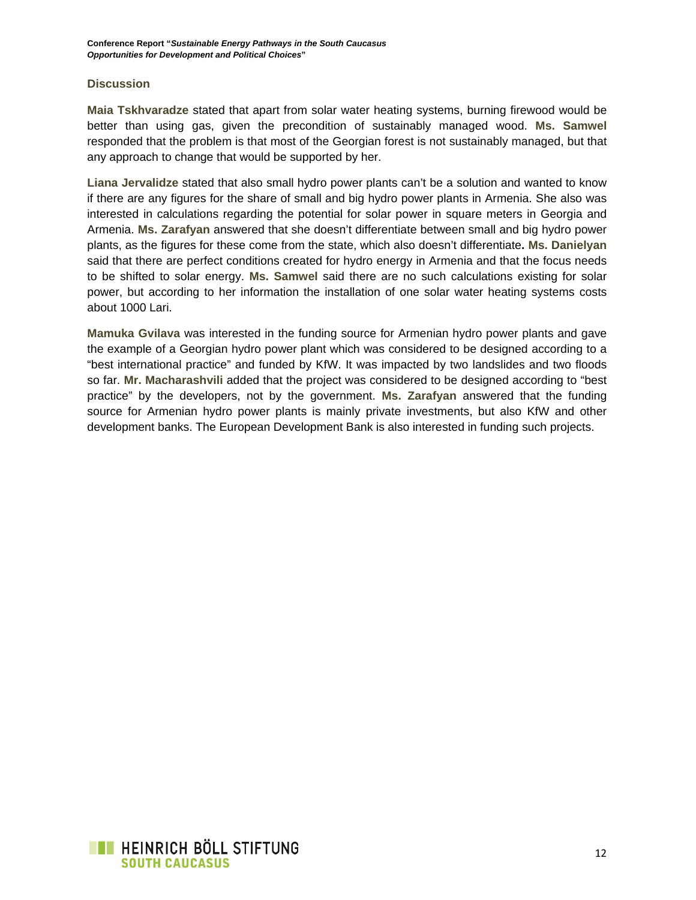### Discussion

**Maia Tskhvaradze** stated that apart from solar water heating systems, burning firewood would be better than using gas, given the precondition of sustainably managed wood. **Ms. Samwel** responded that the problem is that most of the Georgian forest is not sustainably managed, but that any approach to change that would be supported by her.

**Liana Jervalidze** stated that also small hydro power plants can't be a solution and wanted to know if there are any figures for the share of small and big hydro power plants in Armenia. She also was interested in calculations regarding the potential for solar power in square meters in Georgia and Armenia. **Ms. Zarafyan** answered that she doesn't differentiate between small and big hydro power plants, as the figures for these come from the state, which also doesn't differentiate**. Ms. Danielyan** said that there are perfect conditions created for hydro energy in Armenia and that the focus needs to be shifted to solar energy. **Ms. Samwel** said there are no such calculations existing for solar power, but according to her information the installation of one solar water heating systems costs about 1000 Lari.

**Mamuka Gvilava** was interested in the funding source for Armenian hydro power plants and gave the example of a Georgian hydro power plant which was considered to be designed according to a "best international practice" and funded by KfW. It was impacted by two landslides and two floods so far. **Mr. Macharashvili** added that the project was considered to be designed according to "best practice" by the developers, not by the government. **Ms. Zarafyan** answered that the funding source for Armenian hydro power plants is mainly private investments, but also KfW and other development banks. The European Development Bank is also interested in funding such projects.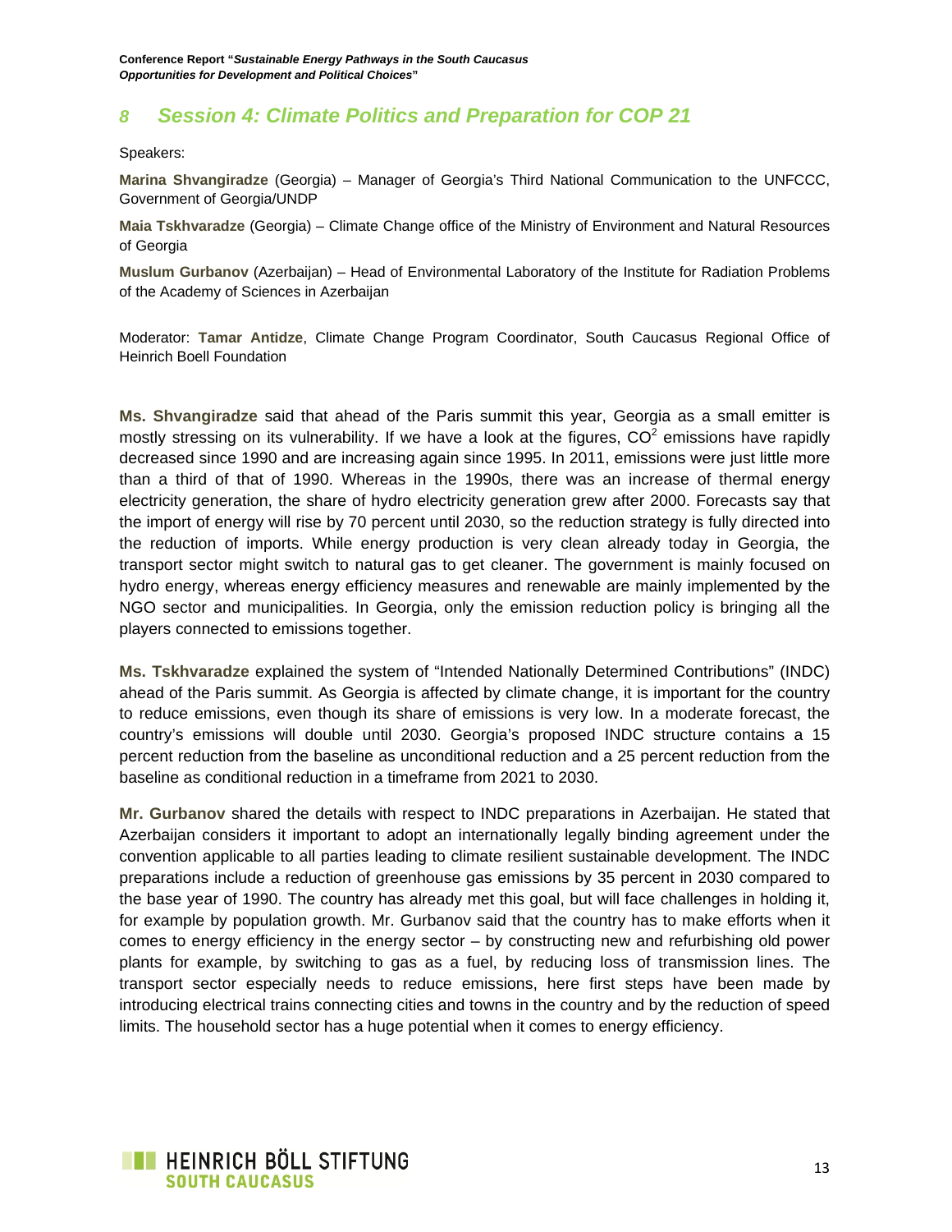## 8 Session 4: Climate Politics and Preparation for COP 21

Speakers:

**Marina Shvangiradze** (Georgia) – Manager of Georgia's Third National Communication to the UNFCCC, Government of Georgia/UNDP

**Maia Tskhvaradze** (Georgia) – Climate Change office of the Ministry of Environment and Natural Resources of Georgia

**Muslum Gurbanov** (Azerbaijan) – Head of Environmental Laboratory of the Institute for Radiation Problems of the Academy of Sciences in Azerbaijan

Moderator: **Tamar Antidze**, Climate Change Program Coordinator, South Caucasus Regional Office of Heinrich Boell Foundation

**Ms. Shvangiradze** said that ahead of the Paris summit this year, Georgia as a small emitter is mostly stressing on its vulnerability. If we have a look at the figures, $CO^2$ emissions have rapidly decreased since 1990 and are increasing again since 1995. In 2011, emissions were just little more than a third of that of 1990. Whereas in the 1990s, there was an increase of thermal energy electricity generation, the share of hydro electricity generation grew after 2000. Forecasts say that the import of energy will rise by 70 percent until 2030, so the reduction strategy is fully directed into the reduction of imports. While energy production is very clean already today in Georgia, the transport sector might switch to natural gas to get cleaner. The government is mainly focused on hydro energy, whereas energy efficiency measures and renewable are mainly implemented by the NGO sector and municipalities. In Georgia, only the emission reduction policy is bringing all the players connected to emissions together.

**Ms. Tskhvaradze** explained the system of "Intended Nationally Determined Contributions" (INDC) ahead of the Paris summit. As Georgia is affected by climate change, it is important for the country to reduce emissions, even though its share of emissions is very low. In a moderate forecast, the country's emissions will double until 2030. Georgia's proposed INDC structure contains a 15 percent reduction from the baseline as unconditional reduction and a 25 percent reduction from the baseline as conditional reduction in a timeframe from 2021 to 2030.

**Mr. Gurbanov** shared the details with respect to INDC preparations in Azerbaijan. He stated that Azerbaijan considers it important to adopt an internationally legally binding agreement under the convention applicable to all parties leading to climate resilient sustainable development. The INDC preparations include a reduction of greenhouse gas emissions by 35 percent in 2030 compared to the base year of 1990. The country has already met this goal, but will face challenges in holding it, for example by population growth. Mr. Gurbanov said that the country has to make efforts when it comes to energy efficiency in the energy sector – by constructing new and refurbishing old power plants for example, by switching to gas as a fuel, by reducing loss of transmission lines. The transport sector especially needs to reduce emissions, here first steps have been made by introducing electrical trains connecting cities and towns in the country and by the reduction of speed limits. The household sector has a huge potential when it comes to energy efficiency.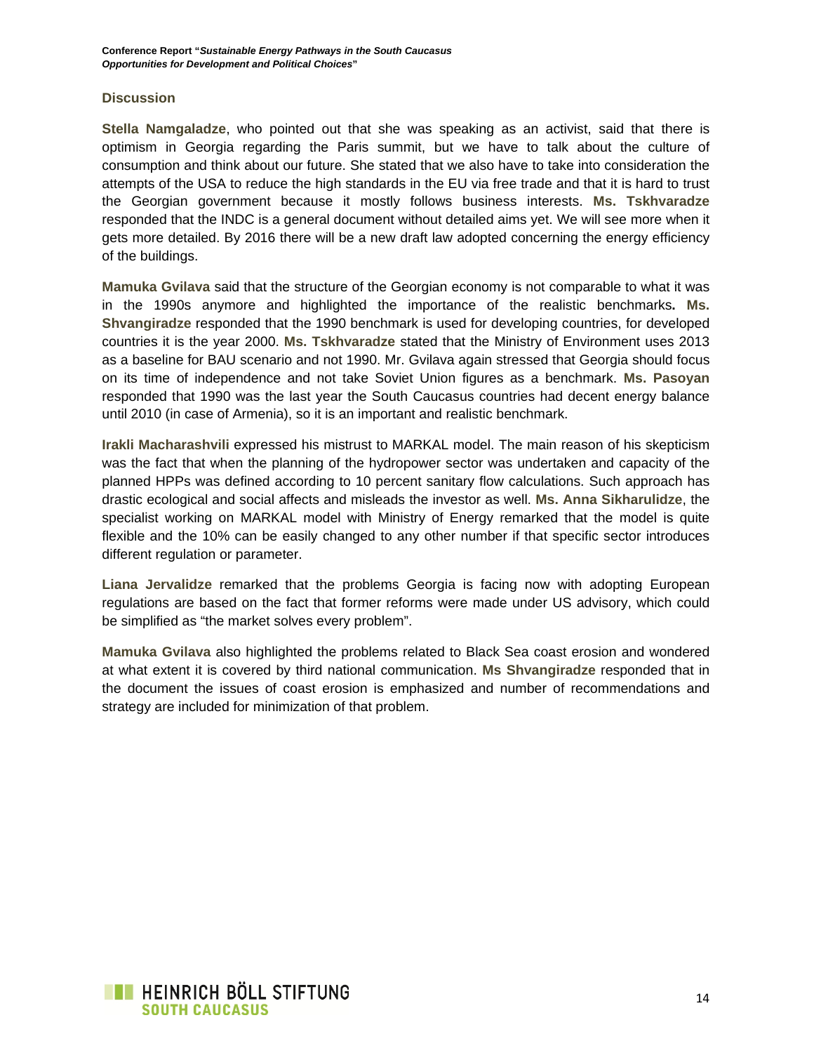### Discussion

**Stella Namgaladze**, who pointed out that she was speaking as an activist, said that there is optimism in Georgia regarding the Paris summit, but we have to talk about the culture of consumption and think about our future. She stated that we also have to take into consideration the attempts of the USA to reduce the high standards in the EU via free trade and that it is hard to trust the Georgian government because it mostly follows business interests. **Ms. Tskhvaradze** responded that the INDC is a general document without detailed aims yet. We will see more when it gets more detailed. By 2016 there will be a new draft law adopted concerning the energy efficiency of the buildings.

**Mamuka Gvilava** said that the structure of the Georgian economy is not comparable to what it was in the 1990s anymore and highlighted the importance of the realistic benchmarks**. Ms. Shvangiradze** responded that the 1990 benchmark is used for developing countries, for developed countries it is the year 2000. **Ms. Tskhvaradze** stated that the Ministry of Environment uses 2013 as a baseline for BAU scenario and not 1990. Mr. Gvilava again stressed that Georgia should focus on its time of independence and not take Soviet Union figures as a benchmark. **Ms. Pasoyan** responded that 1990 was the last year the South Caucasus countries had decent energy balance until 2010 (in case of Armenia), so it is an important and realistic benchmark.

**Irakli Macharashvili** expressed his mistrust to MARKAL model. The main reason of his skepticism was the fact that when the planning of the hydropower sector was undertaken and capacity of the planned HPPs was defined according to 10 percent sanitary flow calculations. Such approach has drastic ecological and social affects and misleads the investor as well. **Ms. Anna Sikharulidze**, the specialist working on MARKAL model with Ministry of Energy remarked that the model is quite flexible and the 10% can be easily changed to any other number if that specific sector introduces different regulation or parameter.

**Liana Jervalidze** remarked that the problems Georgia is facing now with adopting European regulations are based on the fact that former reforms were made under US advisory, which could be simplified as "the market solves every problem".

**Mamuka Gvilava** also highlighted the problems related to Black Sea coast erosion and wondered at what extent it is covered by third national communication. **Ms Shvangiradze** responded that in the document the issues of coast erosion is emphasized and number of recommendations and strategy are included for minimization of that problem.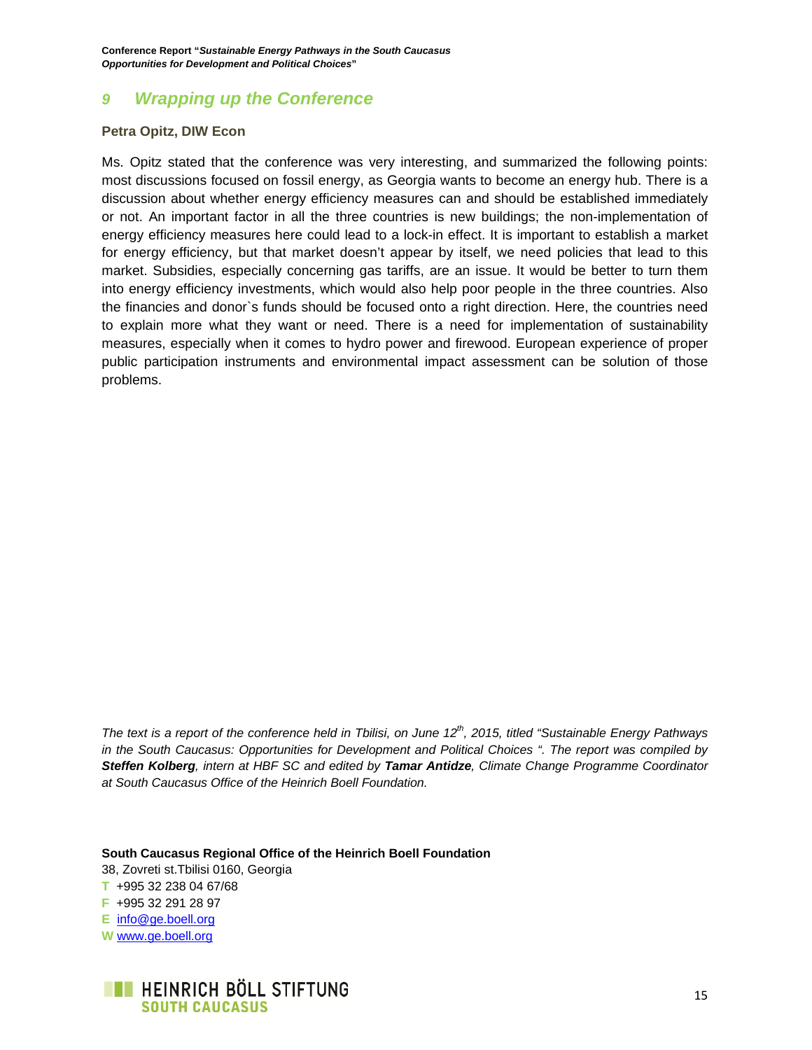## 9 Wrapping up the Conference

**Petra Opitz, DIW Econ**

Ms. Opitz stated that the conference was very interesting, and summarized the following points: most discussions focused on fossil energy, as Georgia wants to become an energy hub. There is a discussion about whether energy efficiency measures can and should be established immediately or not. An important factor in all the three countries is new buildings; the non-implementation of energy efficiency measures here could lead to a lock-in effect. It is important to establish a market for energy efficiency, but that market doesn't appear by itself, we need policies that lead to this market. Subsidies, especially concerning gas tariffs, are an issue. It would be better to turn them into energy efficiency investments, which would also help poor people in the three countries. Also the financies and donor`s funds should be focused onto a right direction. Here, the countries need to explain more what they want or need. There is a need for implementation of sustainability measures, especially when it comes to hydro power and firewood. European experience of proper public participation instruments and environmental impact assessment can be solution of those problems.

*The text is a report of the conference held in Tbilisi, on June 12th, 2015, titled "Sustainable Energy Pathways in the South Caucasus: Opportunities for Development and Political Choices ". The report was compiled by* ***Steffen Kolberg****, intern at HBF SC and edited by* ***Tamar Antidze****, Climate Change Programme Coordinator at South Caucasus Office of the Heinrich Boell Foundation.*

**South Caucasus Regional Office of the Heinrich Boell Foundation**
38, Zovreti st.Tbilisi 0160, Georgia
T +995 32 238 04 67/68
F +995 32 291 28 97
E info@ge.boell.org
W www.ge.boell.org

HEINRICH BÖLL STIFTUNG
SOUTH CAUCASUS